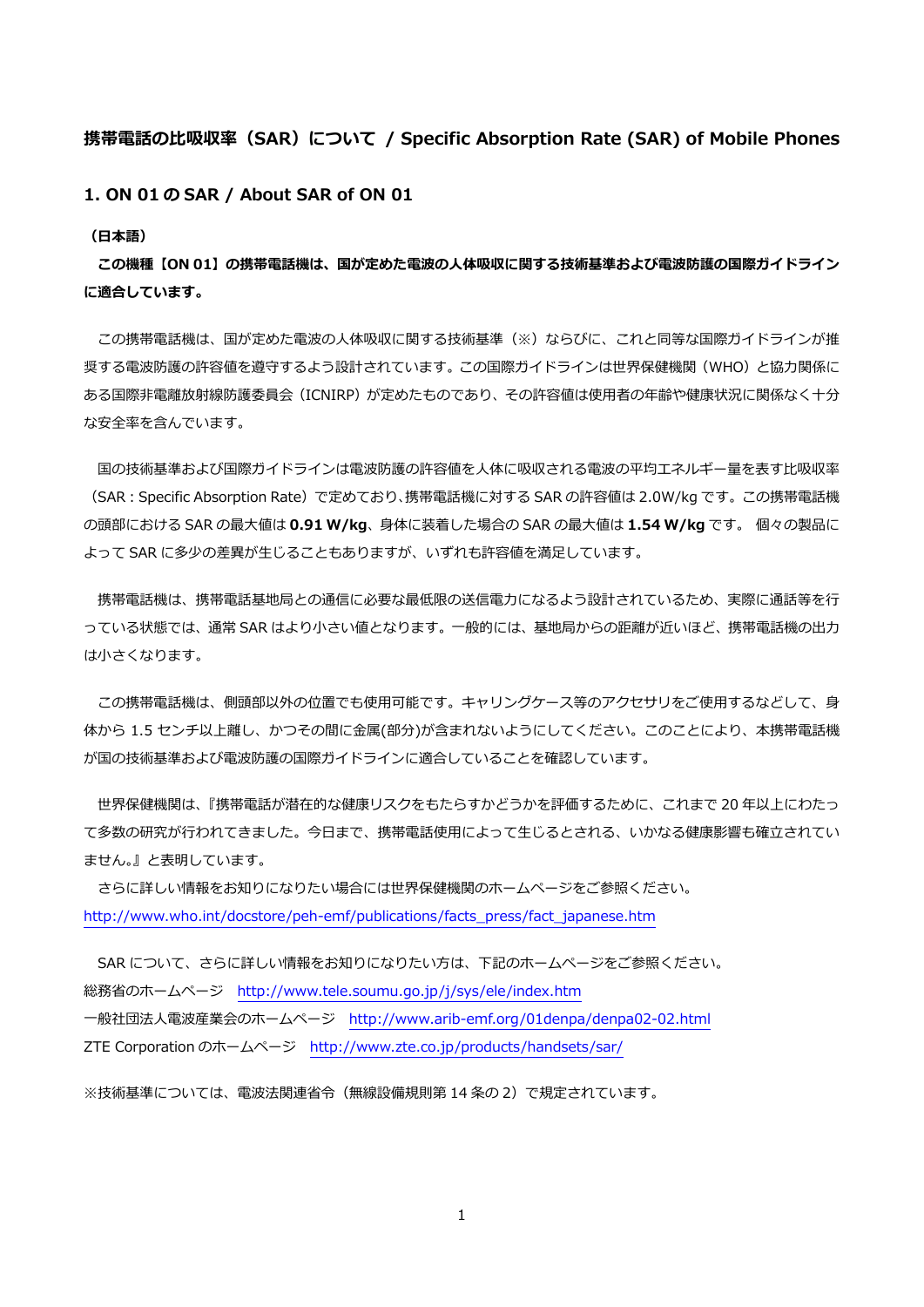## 携帯電話の比吸収率（SAR）について / Specific Absorption Rate (SAR) of Mobile Phones

### 1. ON 01 の SAR / About SAR of ON 01

**（日本語）**

**この機種【ON 01】の携帯電話機は、国が定めた電波の人体吸収に関する技術基準および電波防護の国際ガイドラインに適合しています。**

この携帯電話機は、国が定めた電波の人体吸収に関する技術基準（※）ならびに、これと同等な国際ガイドラインが推奨する電波防護の許容値を遵守するよう設計されています。この国際ガイドラインは世界保健機関（WHO）と協力関係にある国際非電離放射線防護委員会（ICNIRP）が定めたものであり、その許容値は使用者の年齢や健康状況に関係なく十分な安全率を含んでいます。

国の技術基準および国際ガイドラインは電波防護の許容値を人体に吸収される電波の平均エネルギー量を表す比吸収率（SAR：Specific Absorption Rate）で定めており、携帯電話機に対する SAR の許容値は 2.0W/kg です。この携帯電話機の頭部における SAR の最大値は **0.91 W/kg**、身体に装着した場合の SAR の最大値は **1.54 W/kg** です。 個々の製品によって SAR に多少の差異が生じることもありますが、いずれも許容値を満足しています。

携帯電話機は、携帯電話基地局との通信に必要な最低限の送信電力になるよう設計されているため、実際に通話等を行っている状態では、通常 SAR はより小さい値となります。一般的には、基地局からの距離が近いほど、携帯電話機の出力は小さくなります。

この携帯電話機は、側頭部以外の位置でも使用可能です。キャリングケース等のアクセサリをご使用するなどして、身体から 1.5 センチ以上離し、かつその間に金属(部分)が含まれないようにしてください。このことにより、本携帯電話機が国の技術基準および電波防護の国際ガイドラインに適合していることを確認しています。

世界保健機関は、『携帯電話が潜在的な健康リスクをもたらすかどうかを評価するために、これまで 20 年以上にわたって多数の研究が行われてきました。今日まで、携帯電話使用によって生じるとされる、いかなる健康影響も確立されていません。』と表明しています。

さらに詳しい情報をお知りになりたい場合には世界保健機関のホームページをご参照ください。
http://www.who.int/docstore/peh-emf/publications/facts_press/fact_japanese.htm

SAR について、さらに詳しい情報をお知りになりたい方は、下記のホームページをご参照ください。
総務省のホームページ　http://www.tele.soumu.go.jp/j/sys/ele/index.htm
一般社団法人電波産業会のホームページ　http://www.arib-emf.org/01denpa/denpa02-02.html
ZTE Corporation のホームページ　http://www.zte.co.jp/products/handsets/sar/

※技術基準については、電波法関連省令（無線設備規則第 14 条の 2）で規定されています。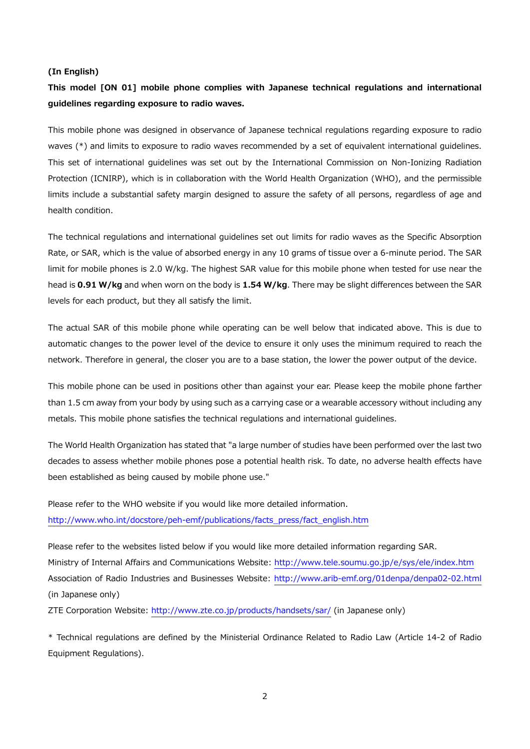**(In English)**

**This model [ON 01] mobile phone complies with Japanese technical regulations and international guidelines regarding exposure to radio waves.**

This mobile phone was designed in observance of Japanese technical regulations regarding exposure to radio waves (*) and limits to exposure to radio waves recommended by a set of equivalent international guidelines. This set of international guidelines was set out by the International Commission on Non-Ionizing Radiation Protection (ICNIRP), which is in collaboration with the World Health Organization (WHO), and the permissible limits include a substantial safety margin designed to assure the safety of all persons, regardless of age and health condition.

The technical regulations and international guidelines set out limits for radio waves as the Specific Absorption Rate, or SAR, which is the value of absorbed energy in any 10 grams of tissue over a 6-minute period. The SAR limit for mobile phones is 2.0 W/kg. The highest SAR value for this mobile phone when tested for use near the head is **0.91 W/kg** and when worn on the body is **1.54 W/kg**. There may be slight differences between the SAR levels for each product, but they all satisfy the limit.

The actual SAR of this mobile phone while operating can be well below that indicated above. This is due to automatic changes to the power level of the device to ensure it only uses the minimum required to reach the network. Therefore in general, the closer you are to a base station, the lower the power output of the device.

This mobile phone can be used in positions other than against your ear. Please keep the mobile phone farther than 1.5 cm away from your body by using such as a carrying case or a wearable accessory without including any metals. This mobile phone satisfies the technical regulations and international guidelines.

The World Health Organization has stated that "a large number of studies have been performed over the last two decades to assess whether mobile phones pose a potential health risk. To date, no adverse health effects have been established as being caused by mobile phone use."

Please refer to the WHO website if you would like more detailed information.
http://www.who.int/docstore/peh-emf/publications/facts_press/fact_english.htm

Please refer to the websites listed below if you would like more detailed information regarding SAR.
Ministry of Internal Affairs and Communications Website: http://www.tele.soumu.go.jp/e/sys/ele/index.htm
Association of Radio Industries and Businesses Website: http://www.arib-emf.org/01denpa/denpa02-02.html (in Japanese only)
ZTE Corporation Website: http://www.zte.co.jp/products/handsets/sar/ (in Japanese only)

* Technical regulations are defined by the Ministerial Ordinance Related to Radio Law (Article 14-2 of Radio Equipment Regulations).